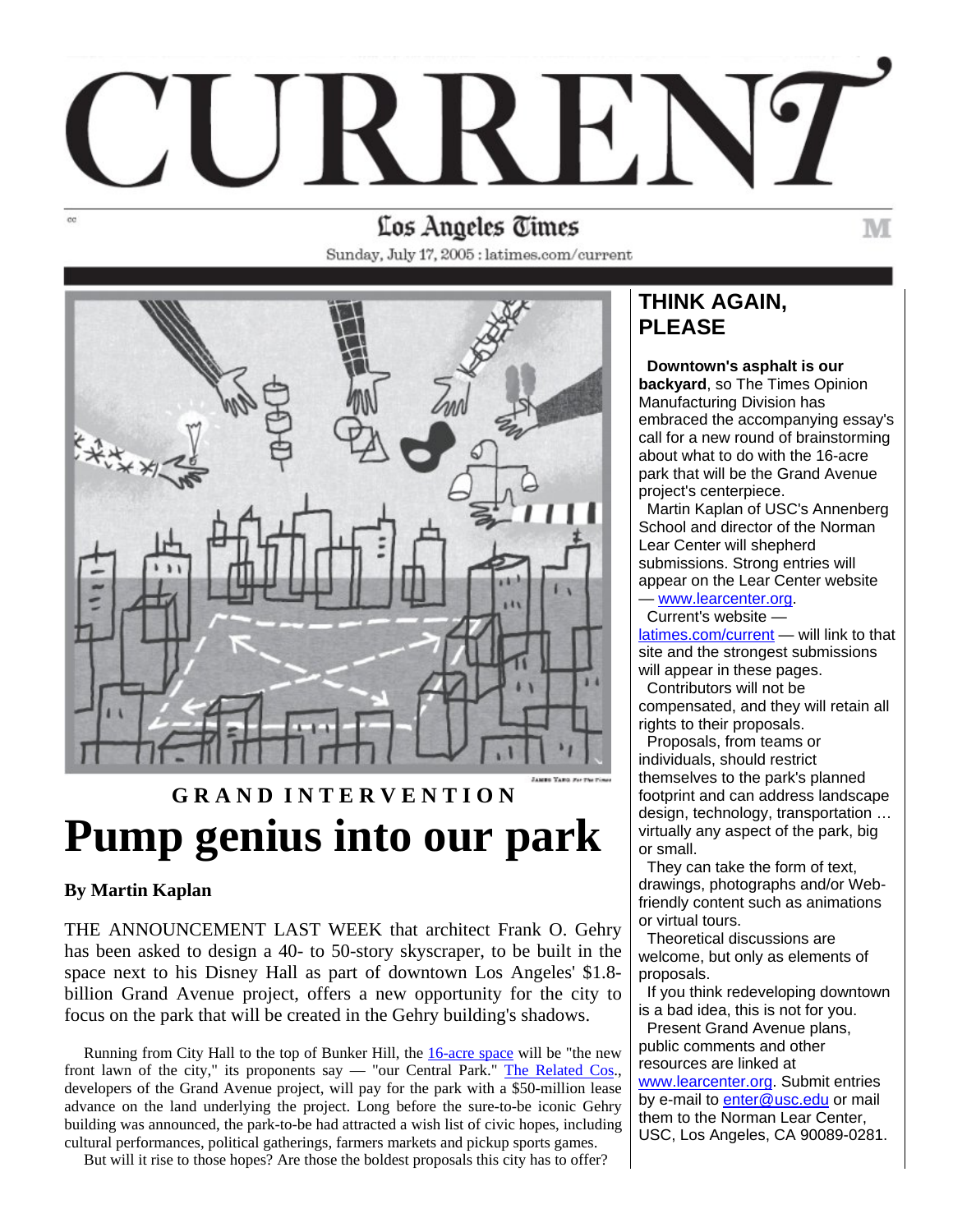# CURRENT

Los Angeles Times

Sunday, July 17, 2005 : latimes.com/current

James Yang For The Times

GRAND INTERVENTION

# Pump genius into our park

**By Martin Kaplan**

THE ANNOUNCEMENT LAST WEEK that architect Frank O. Gehry has been asked to design a 40- to 50-story skyscraper, to be built in the space next to his Disney Hall as part of downtown Los Angeles' $1.8-billion Grand Avenue project, offers a new opportunity for the city to focus on the park that will be created in the Gehry building's shadows.

Running from City Hall to the top of Bunker Hill, the 16-acre space will be "the new front lawn of the city," its proponents say — "our Central Park." The Related Cos., developers of the Grand Avenue project, will pay for the park with a $50-million lease advance on the land underlying the project. Long before the sure-to-be iconic Gehry building was announced, the park-to-be had attracted a wish list of civic hopes, including cultural performances, political gatherings, farmers markets and pickup sports games.

But will it rise to those hopes? Are those the boldest proposals this city has to offer?

## THINK AGAIN, PLEASE

**Downtown's asphalt is our backyard**, so The Times Opinion Manufacturing Division has embraced the accompanying essay's call for a new round of brainstorming about what to do with the 16-acre park that will be the Grand Avenue project's centerpiece.

Martin Kaplan of USC's Annenberg School and director of the Norman Lear Center will shepherd submissions. Strong entries will appear on the Lear Center website — www.learcenter.org.

Current's website — latimes.com/current — will link to that site and the strongest submissions will appear in these pages.

Contributors will not be compensated, and they will retain all rights to their proposals.

Proposals, from teams or individuals, should restrict themselves to the park's planned footprint and can address landscape design, technology, transportation … virtually any aspect of the park, big or small.

They can take the form of text, drawings, photographs and/or Web-friendly content such as animations or virtual tours.

Theoretical discussions are welcome, but only as elements of proposals.

If you think redeveloping downtown is a bad idea, this is not for you.

Present Grand Avenue plans, public comments and other resources are linked at www.learcenter.org. Submit entries by e-mail to enter@usc.edu or mail them to the Norman Lear Center, USC, Los Angeles, CA 90089-0281.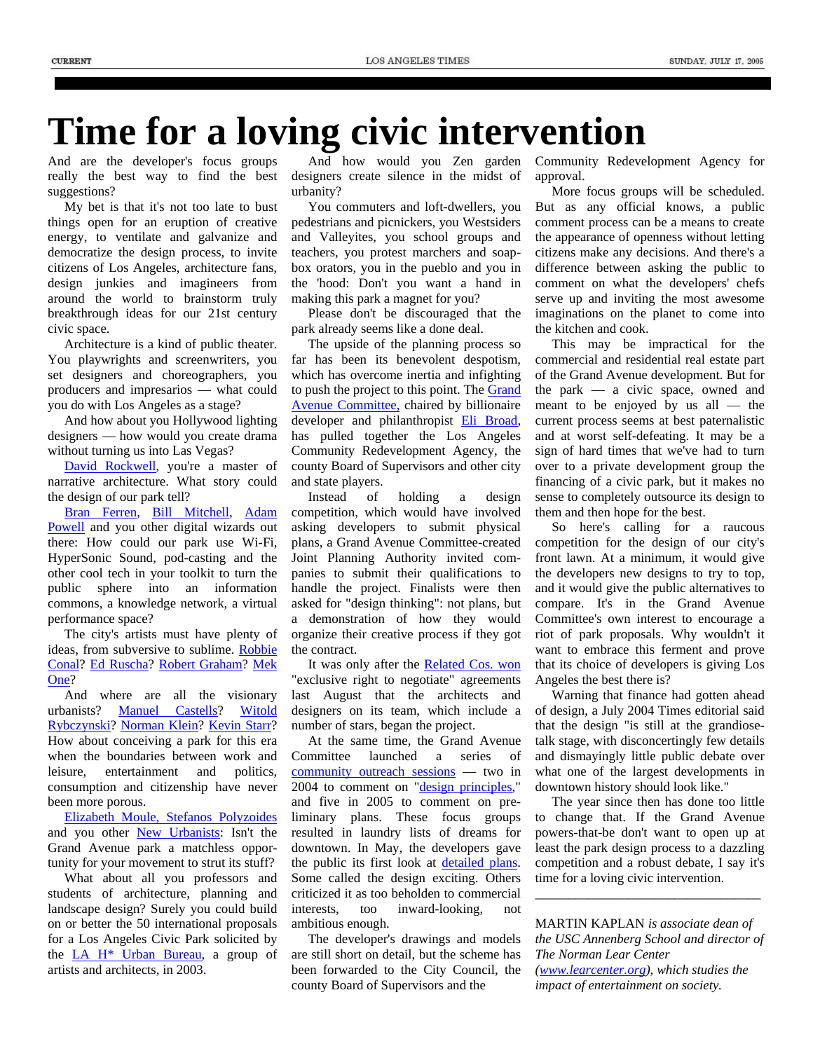# Time for a loving civic intervention

And are the developer's focus groups really the best way to find the best suggestions?

My bet is that it's not too late to bust things open for an eruption of creative energy, to ventilate and galvanize and democratize the design process, to invite citizens of Los Angeles, architecture fans, design junkies and imagineers from around the world to brainstorm truly breakthrough ideas for our 21st century civic space.

Architecture is a kind of public theater. You playwrights and screenwriters, you set designers and choreographers, you producers and impresarios — what could you do with Los Angeles as a stage?

And how about you Hollywood lighting designers — how would you create drama without turning us into Las Vegas?

David Rockwell, you're a master of narrative architecture. What story could the design of our park tell?

Bran Ferren, Bill Mitchell, Adam Powell and you other digital wizards out there: How could our park use Wi-Fi, HyperSonic Sound, pod-casting and the other cool tech in your toolkit to turn the public sphere into an information commons, a knowledge network, a virtual performance space?

The city's artists must have plenty of ideas, from subversive to sublime. Robbie Conal? Ed Ruscha? Robert Graham? Mek One?

And where are all the visionary urbanists? Manuel Castells? Witold Rybczynski? Norman Klein? Kevin Starr? How about conceiving a park for this era when the boundaries between work and leisure, entertainment and politics, consumption and citizenship have never been more porous.

Elizabeth Moule, Stefanos Polyzoides and you other New Urbanists: Isn't the Grand Avenue park a matchless opportunity for your movement to strut its stuff?

What about all you professors and students of architecture, planning and landscape design? Surely you could build on or better the 50 international proposals for a Los Angeles Civic Park solicited by the LA H* Urban Bureau, a group of artists and architects, in 2003.

And how would you Zen garden designers create silence in the midst of urbanity?

You commuters and loft-dwellers, you pedestrians and picnickers, you Westsiders and Valleyites, you school groups and teachers, you protest marchers and soap-box orators, you in the pueblo and you in the 'hood: Don't you want a hand in making this park a magnet for you?

Please don't be discouraged that the park already seems like a done deal.

The upside of the planning process so far has been its benevolent despotism, which has overcome inertia and infighting to push the project to this point. The Grand Avenue Committee, chaired by billionaire developer and philanthropist Eli Broad, has pulled together the Los Angeles Community Redevelopment Agency, the county Board of Supervisors and other city and state players.

Instead of holding a design competition, which would have involved asking developers to submit physical plans, a Grand Avenue Committee-created Joint Planning Authority invited companies to submit their qualifications to handle the project. Finalists were then asked for "design thinking": not plans, but a demonstration of how they would organize their creative process if they got the contract.

It was only after the Related Cos. won "exclusive right to negotiate" agreements last August that the architects and designers on its team, which include a number of stars, began the project.

At the same time, the Grand Avenue Committee launched a series of community outreach sessions — two in 2004 to comment on "design principles," and five in 2005 to comment on preliminary plans. These focus groups resulted in laundry lists of dreams for downtown. In May, the developers gave the public its first look at detailed plans. Some called the design exciting. Others criticized it as too beholden to commercial interests, too inward-looking, not ambitious enough.

The developer's drawings and models are still short on detail, but the scheme has been forwarded to the City Council, the county Board of Supervisors and the Community Redevelopment Agency for approval.

More focus groups will be scheduled. But as any official knows, a public comment process can be a means to create the appearance of openness without letting citizens make any decisions. And there's a difference between asking the public to comment on what the developers' chefs serve up and inviting the most awesome imaginations on the planet to come into the kitchen and cook.

This may be impractical for the commercial and residential real estate part of the Grand Avenue development. But for the park — a civic space, owned and meant to be enjoyed by us all — the current process seems at best paternalistic and at worst self-defeating. It may be a sign of hard times that we've had to turn over to a private development group the financing of a civic park, but it makes no sense to completely outsource its design to them and then hope for the best.

So here's calling for a raucous competition for the design of our city's front lawn. At a minimum, it would give the developers new designs to try to top, and it would give the public alternatives to compare. It's in the Grand Avenue Committee's own interest to encourage a riot of park proposals. Why wouldn't it want to embrace this ferment and prove that its choice of developers is giving Los Angeles the best there is?

Warning that finance had gotten ahead of design, a July 2004 Times editorial said that the design "is still at the grandiose-talk stage, with disconcertingly few details and dismayingly little public debate over what one of the largest developments in downtown history should look like."

The year since then has done too little to change that. If the Grand Avenue powers-that-be don't want to open up at least the park design process to a dazzling competition and a robust debate, I say it's time for a loving civic intervention.

---

MARTIN KAPLAN *is associate dean of the USC Annenberg School and director of The Norman Lear Center (www.learcenter.org), which studies the impact of entertainment on society.*